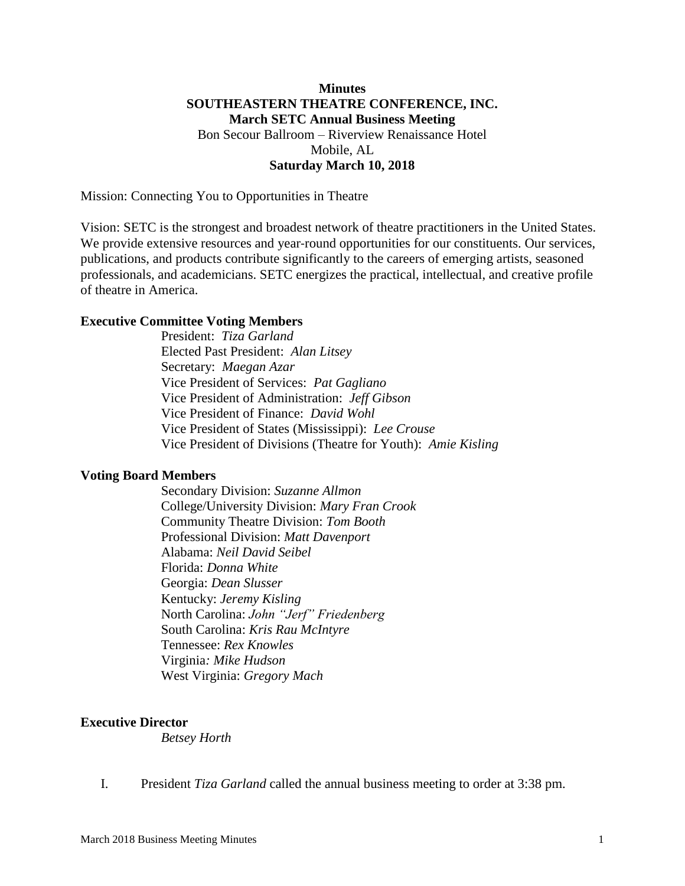**Minutes**
**SOUTHEASTERN THEATRE CONFERENCE, INC.**
**March SETC Annual Business Meeting**
Bon Secour Ballroom – Riverview Renaissance Hotel
Mobile, AL
**Saturday March 10, 2018**

Mission: Connecting You to Opportunities in Theatre

Vision: SETC is the strongest and broadest network of theatre practitioners in the United States. We provide extensive resources and year-round opportunities for our constituents. Our services, publications, and products contribute significantly to the careers of emerging artists, seasoned professionals, and academicians. SETC energizes the practical, intellectual, and creative profile of theatre in America.

**Executive Committee Voting Members**

President: *Tiza Garland*
Elected Past President: *Alan Litsey*
Secretary: *Maegan Azar*
Vice President of Services: *Pat Gagliano*
Vice President of Administration: *Jeff Gibson*
Vice President of Finance: *David Wohl*
Vice President of States (Mississippi): *Lee Crouse*
Vice President of Divisions (Theatre for Youth): *Amie Kisling*

**Voting Board Members**

Secondary Division: *Suzanne Allmon*
College/University Division: *Mary Fran Crook*
Community Theatre Division: *Tom Booth*
Professional Division: *Matt Davenport*
Alabama: *Neil David Seibel*
Florida: *Donna White*
Georgia: *Dean Slusser*
Kentucky: *Jeremy Kisling*
North Carolina: *John "Jerf" Friedenberg*
South Carolina: *Kris Rau McIntyre*
Tennessee: *Rex Knowles*
Virginia*: Mike Hudson*
West Virginia: *Gregory Mach*

**Executive Director**

*Betsey Horth*

I. President *Tiza Garland* called the annual business meeting to order at 3:38 pm.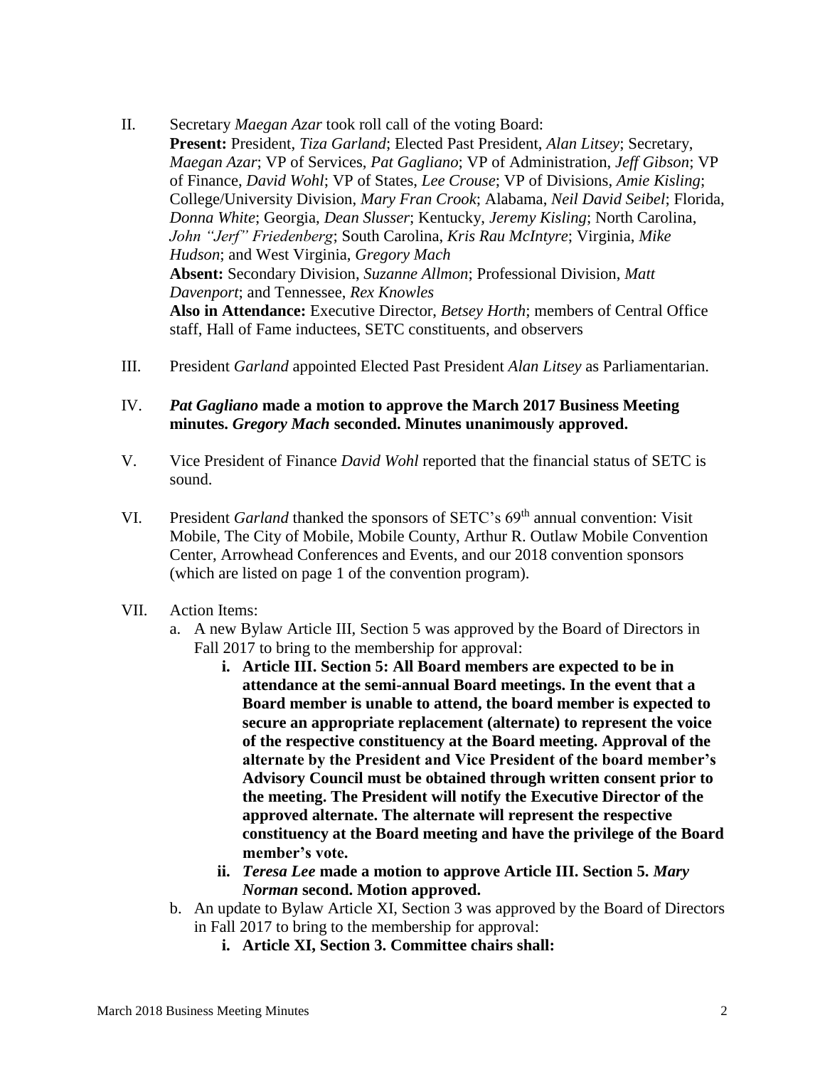II. Secretary *Maegan Azar* took roll call of the voting Board:
**Present:** President, *Tiza Garland*; Elected Past President, *Alan Litsey*; Secretary, *Maegan Azar*; VP of Services, *Pat Gagliano*; VP of Administration, *Jeff Gibson*; VP of Finance, *David Wohl*; VP of States, *Lee Crouse*; VP of Divisions, *Amie Kisling*; College/University Division, *Mary Fran Crook*; Alabama, *Neil David Seibel*; Florida, *Donna White*; Georgia, *Dean Slusser*; Kentucky, *Jeremy Kisling*; North Carolina, *John "Jerf" Friedenberg*; South Carolina, *Kris Rau McIntyre*; Virginia, *Mike Hudson*; and West Virginia, *Gregory Mach*
**Absent:** Secondary Division, *Suzanne Allmon*; Professional Division, *Matt Davenport*; and Tennessee, *Rex Knowles*
**Also in Attendance:** Executive Director, *Betsey Horth*; members of Central Office staff, Hall of Fame inductees, SETC constituents, and observers

III. President *Garland* appointed Elected Past President *Alan Litsey* as Parliamentarian.

IV. ***Pat Gagliano* made a motion to approve the March 2017 Business Meeting minutes. *Gregory Mach* seconded. Minutes unanimously approved.**

V. Vice President of Finance *David Wohl* reported that the financial status of SETC is sound.

VI. President *Garland* thanked the sponsors of SETC's 69th annual convention: Visit Mobile, The City of Mobile, Mobile County, Arthur R. Outlaw Mobile Convention Center, Arrowhead Conferences and Events, and our 2018 convention sponsors (which are listed on page 1 of the convention program).

VII. Action Items:

a. A new Bylaw Article III, Section 5 was approved by the Board of Directors in Fall 2017 to bring to the membership for approval:

  i. **Article III. Section 5: All Board members are expected to be in attendance at the semi-annual Board meetings. In the event that a Board member is unable to attend, the board member is expected to secure an appropriate replacement (alternate) to represent the voice of the respective constituency at the Board meeting. Approval of the alternate by the President and Vice President of the board member's Advisory Council must be obtained through written consent prior to the meeting. The President will notify the Executive Director of the approved alternate. The alternate will represent the respective constituency at the Board meeting and have the privilege of the Board member's vote.**

  ii. ***Teresa Lee* made a motion to approve Article III. Section 5. *Mary Norman* second. Motion approved.**

b. An update to Bylaw Article XI, Section 3 was approved by the Board of Directors in Fall 2017 to bring to the membership for approval:

  i. **Article XI, Section 3. Committee chairs shall:**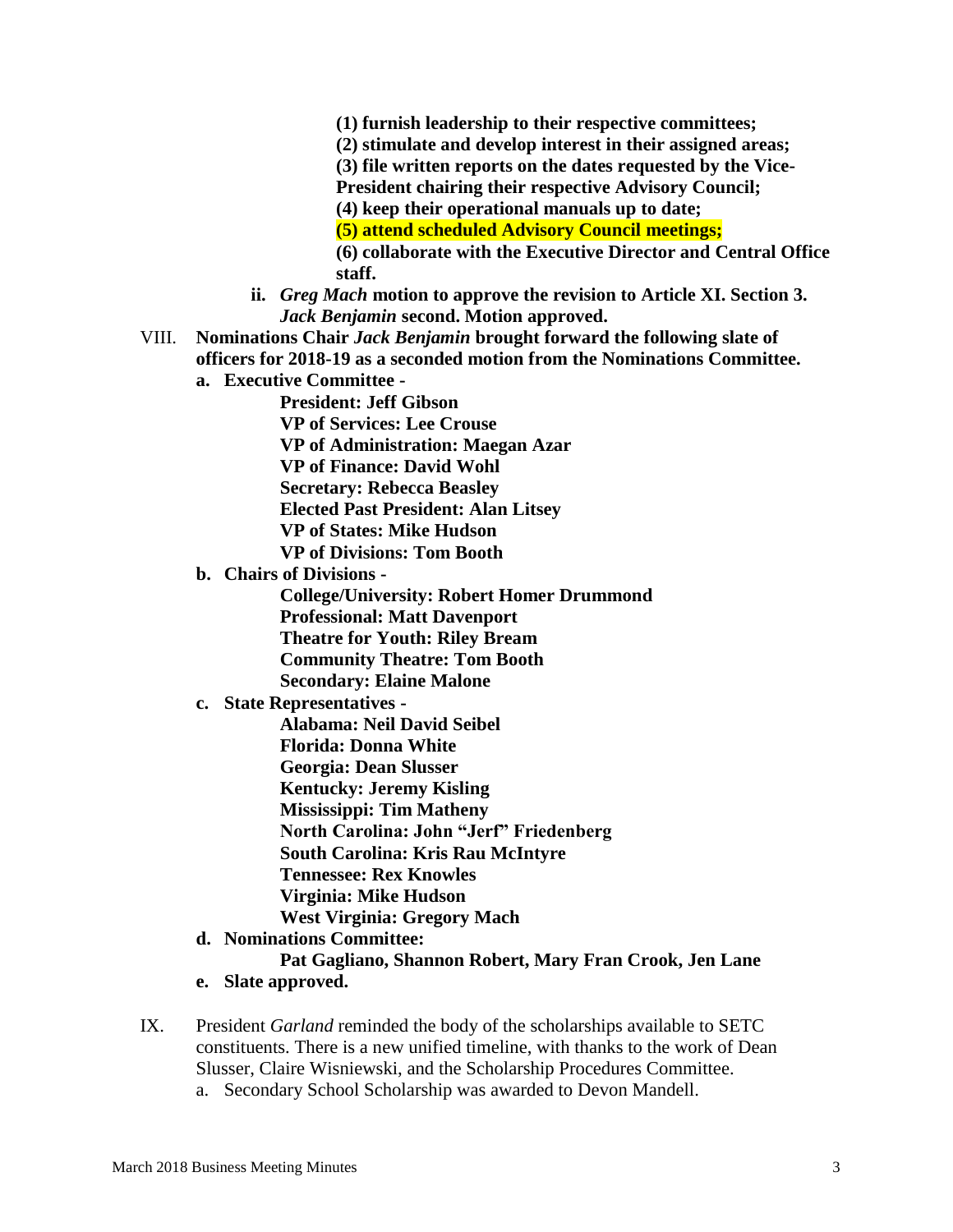**(1) furnish leadership to their respective committees;**
**(2) stimulate and develop interest in their assigned areas;**
**(3) file written reports on the dates requested by the Vice-President chairing their respective Advisory Council;**
**(4) keep their operational manuals up to date;**
**(5) attend scheduled Advisory Council meetings;**
**(6) collaborate with the Executive Director and Central Office staff.**

ii. ***Greg Mach*** **motion to approve the revision to Article XI. Section 3.** ***Jack Benjamin*** **second. Motion approved.**

VIII. **Nominations Chair** ***Jack Benjamin*** **brought forward the following slate of officers for 2018-19 as a seconded motion from the Nominations Committee.**

a. **Executive Committee -**
 **President: Jeff Gibson**
 **VP of Services: Lee Crouse**
 **VP of Administration: Maegan Azar**
 **VP of Finance: David Wohl**
 **Secretary: Rebecca Beasley**
 **Elected Past President: Alan Litsey**
 **VP of States: Mike Hudson**
 **VP of Divisions: Tom Booth**

b. **Chairs of Divisions -**
 **College/University: Robert Homer Drummond**
 **Professional: Matt Davenport**
 **Theatre for Youth: Riley Bream**
 **Community Theatre: Tom Booth**
 **Secondary: Elaine Malone**

c. **State Representatives -**
 **Alabama: Neil David Seibel**
 **Florida: Donna White**
 **Georgia: Dean Slusser**
 **Kentucky: Jeremy Kisling**
 **Mississippi: Tim Matheny**
 **North Carolina: John "Jerf" Friedenberg**
 **South Carolina: Kris Rau McIntyre**
 **Tennessee: Rex Knowles**
 **Virginia: Mike Hudson**
 **West Virginia: Gregory Mach**

d. **Nominations Committee:**
 **Pat Gagliano, Shannon Robert, Mary Fran Crook, Jen Lane**

e. **Slate approved.**

IX. President *Garland* reminded the body of the scholarships available to SETC constituents. There is a new unified timeline, with thanks to the work of Dean Slusser, Claire Wisniewski, and the Scholarship Procedures Committee.

a. Secondary School Scholarship was awarded to Devon Mandell.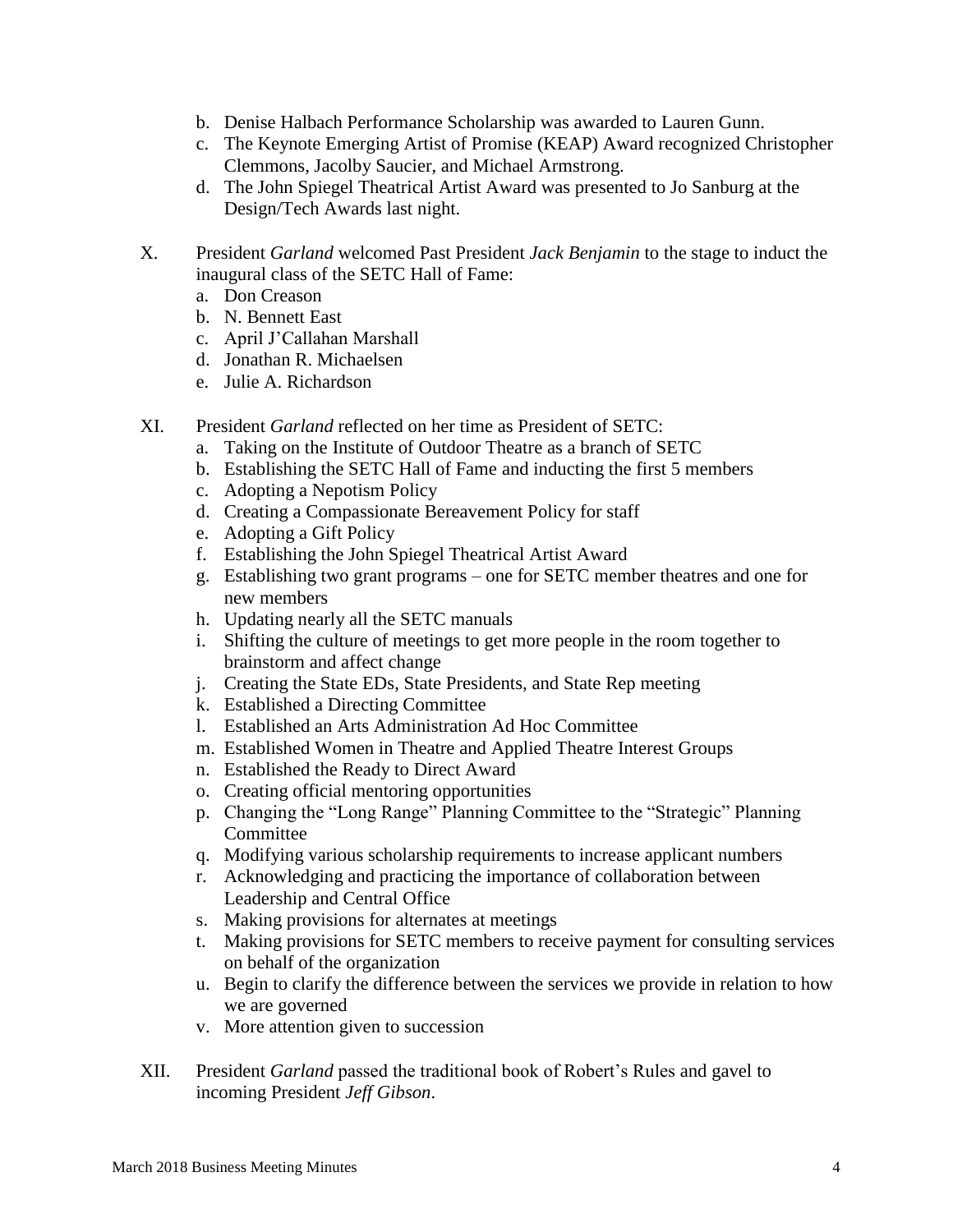b. Denise Halbach Performance Scholarship was awarded to Lauren Gunn.
   c. The Keynote Emerging Artist of Promise (KEAP) Award recognized Christopher Clemmons, Jacolby Saucier, and Michael Armstrong.
   d. The John Spiegel Theatrical Artist Award was presented to Jo Sanburg at the Design/Tech Awards last night.

X. President *Garland* welcomed Past President *Jack Benjamin* to the stage to induct the inaugural class of the SETC Hall of Fame:
   a. Don Creason
   b. N. Bennett East
   c. April J'Callahan Marshall
   d. Jonathan R. Michaelsen
   e. Julie A. Richardson

XI. President *Garland* reflected on her time as President of SETC:
   a. Taking on the Institute of Outdoor Theatre as a branch of SETC
   b. Establishing the SETC Hall of Fame and inducting the first 5 members
   c. Adopting a Nepotism Policy
   d. Creating a Compassionate Bereavement Policy for staff
   e. Adopting a Gift Policy
   f. Establishing the John Spiegel Theatrical Artist Award
   g. Establishing two grant programs – one for SETC member theatres and one for new members
   h. Updating nearly all the SETC manuals
   i. Shifting the culture of meetings to get more people in the room together to brainstorm and affect change
   j. Creating the State EDs, State Presidents, and State Rep meeting
   k. Established a Directing Committee
   l. Established an Arts Administration Ad Hoc Committee
   m. Established Women in Theatre and Applied Theatre Interest Groups
   n. Established the Ready to Direct Award
   o. Creating official mentoring opportunities
   p. Changing the "Long Range" Planning Committee to the "Strategic" Planning Committee
   q. Modifying various scholarship requirements to increase applicant numbers
   r. Acknowledging and practicing the importance of collaboration between Leadership and Central Office
   s. Making provisions for alternates at meetings
   t. Making provisions for SETC members to receive payment for consulting services on behalf of the organization
   u. Begin to clarify the difference between the services we provide in relation to how we are governed
   v. More attention given to succession

XII. President *Garland* passed the traditional book of Robert's Rules and gavel to incoming President *Jeff Gibson*.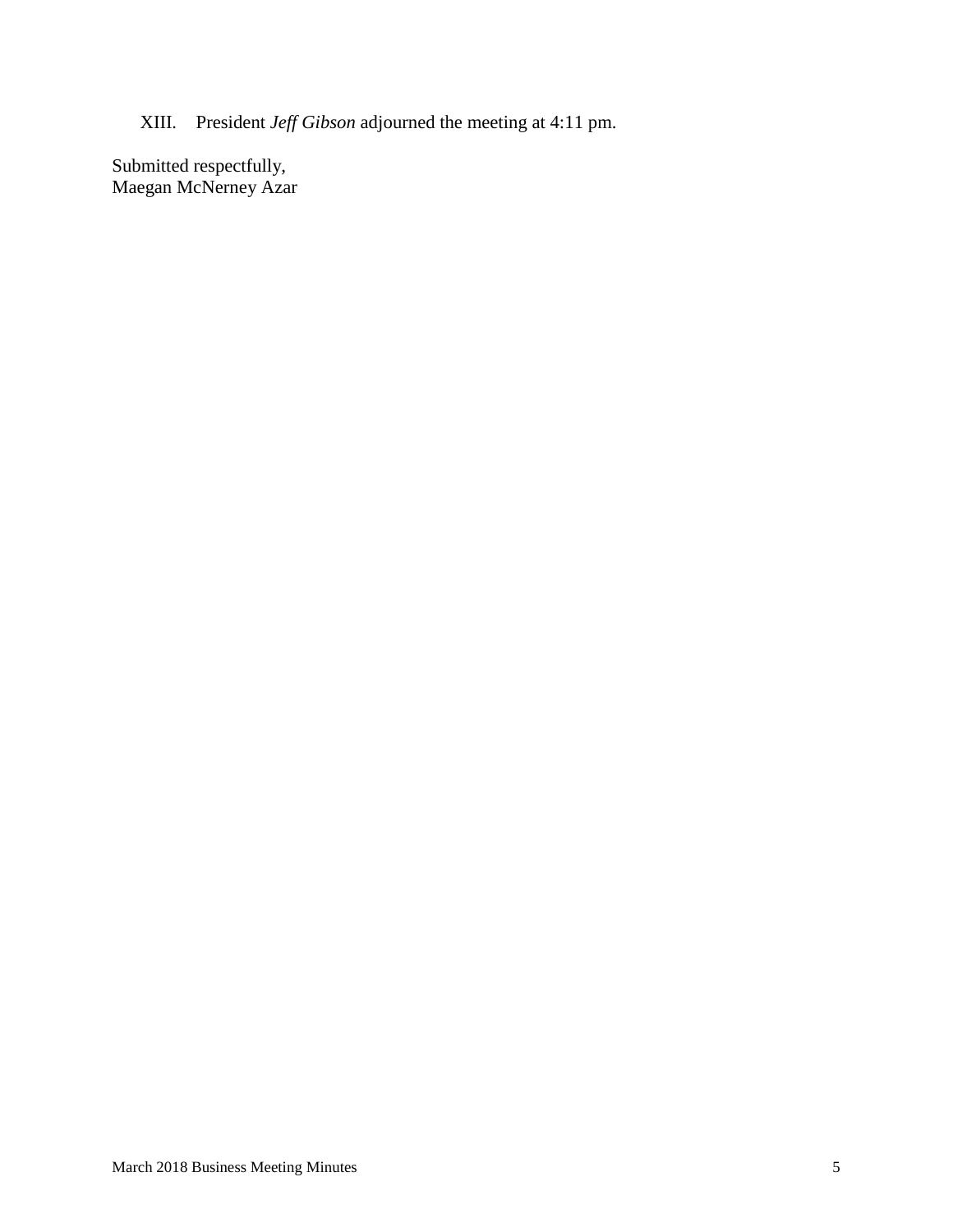XIII. President *Jeff Gibson* adjourned the meeting at 4:11 pm.

Submitted respectfully,
Maegan McNerney Azar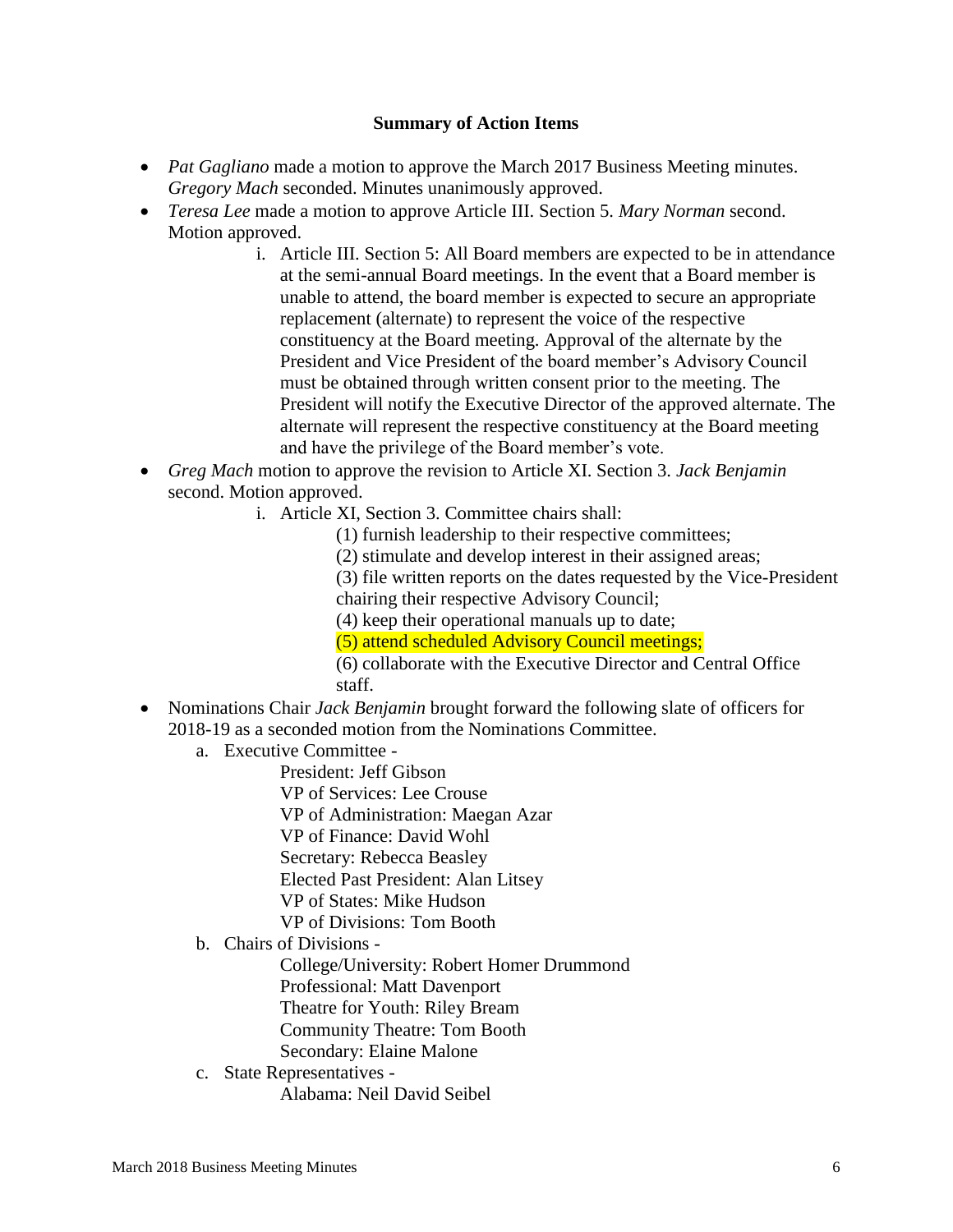**Summary of Action Items**

- *Pat Gagliano* made a motion to approve the March 2017 Business Meeting minutes. *Gregory Mach* seconded. Minutes unanimously approved.
- *Teresa Lee* made a motion to approve Article III. Section 5. *Mary Norman* second. Motion approved.
    i. Article III. Section 5: All Board members are expected to be in attendance at the semi-annual Board meetings. In the event that a Board member is unable to attend, the board member is expected to secure an appropriate replacement (alternate) to represent the voice of the respective constituency at the Board meeting. Approval of the alternate by the President and Vice President of the board member's Advisory Council must be obtained through written consent prior to the meeting. The President will notify the Executive Director of the approved alternate. The alternate will represent the respective constituency at the Board meeting and have the privilege of the Board member's vote.
- *Greg Mach* motion to approve the revision to Article XI. Section 3. *Jack Benjamin* second. Motion approved.
    i. Article XI, Section 3. Committee chairs shall:
        (1) furnish leadership to their respective committees;
        (2) stimulate and develop interest in their assigned areas;
        (3) file written reports on the dates requested by the Vice-President chairing their respective Advisory Council;
        (4) keep their operational manuals up to date;
        (5) attend scheduled Advisory Council meetings;
        (6) collaborate with the Executive Director and Central Office staff.
- Nominations Chair *Jack Benjamin* brought forward the following slate of officers for 2018-19 as a seconded motion from the Nominations Committee.
    a. Executive Committee -
        President: Jeff Gibson
        VP of Services: Lee Crouse
        VP of Administration: Maegan Azar
        VP of Finance: David Wohl
        Secretary: Rebecca Beasley
        Elected Past President: Alan Litsey
        VP of States: Mike Hudson
        VP of Divisions: Tom Booth
    b. Chairs of Divisions -
        College/University: Robert Homer Drummond
        Professional: Matt Davenport
        Theatre for Youth: Riley Bream
        Community Theatre: Tom Booth
        Secondary: Elaine Malone
    c. State Representatives -
        Alabama: Neil David Seibel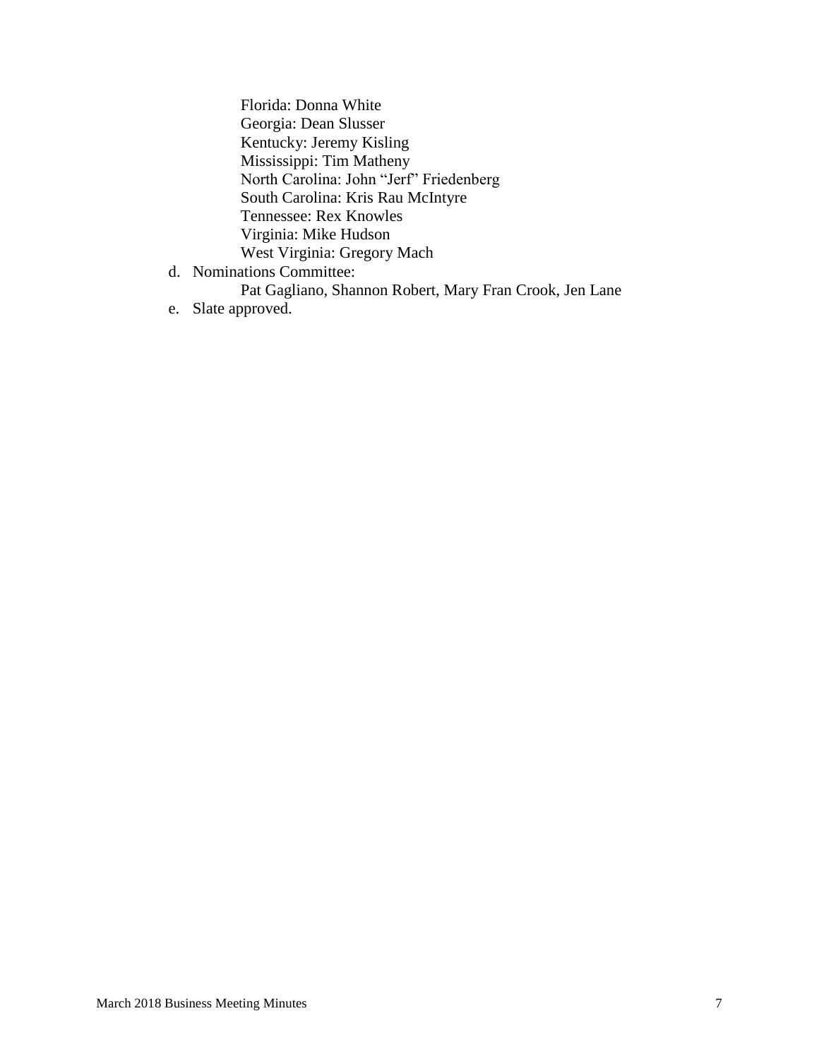Florida: Donna White
Georgia: Dean Slusser
Kentucky: Jeremy Kisling
Mississippi: Tim Matheny
North Carolina: John "Jerf" Friedenberg
South Carolina: Kris Rau McIntyre
Tennessee: Rex Knowles
Virginia: Mike Hudson
West Virginia: Gregory Mach

d. Nominations Committee:
   Pat Gagliano, Shannon Robert, Mary Fran Crook, Jen Lane
e. Slate approved.